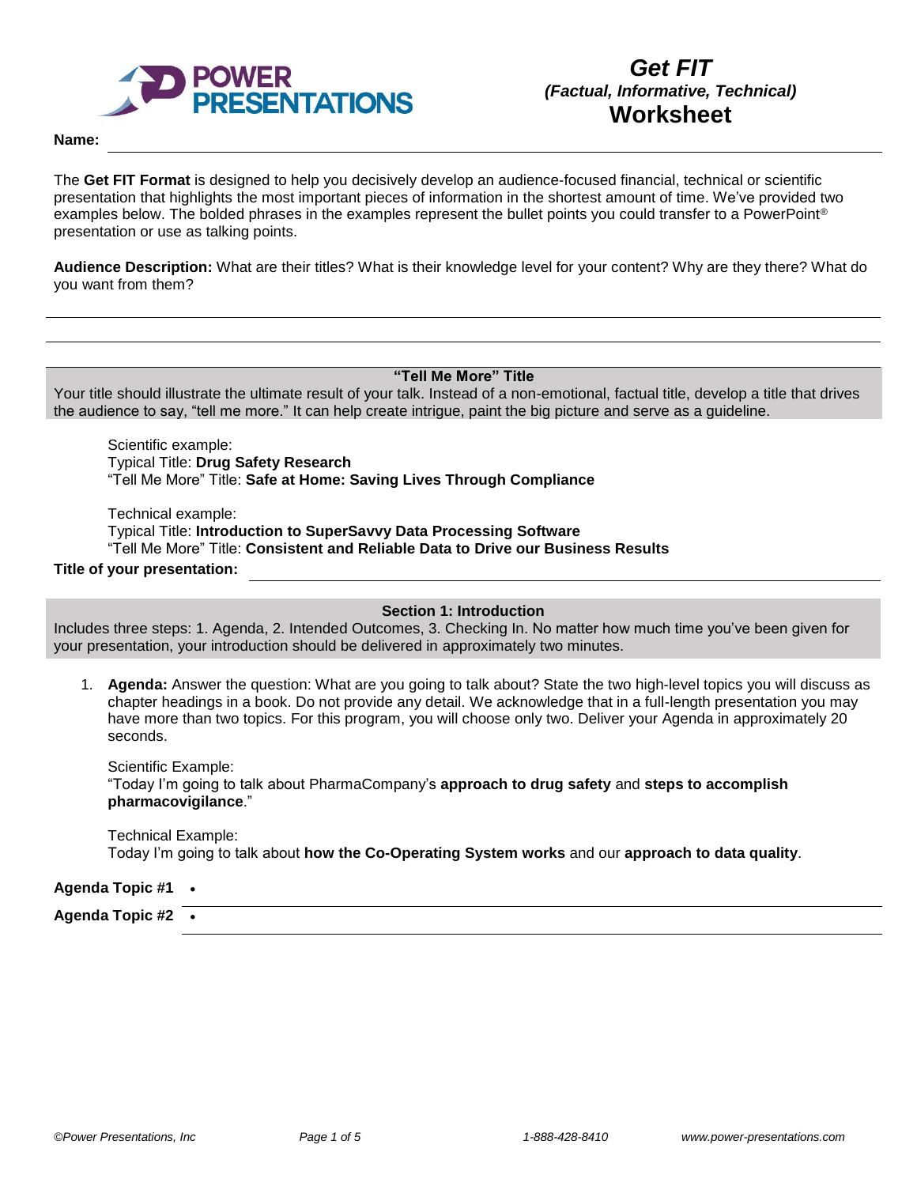**POWER PRESENTATIONS**

# *Get FIT*
### *(Factual, Informative, Technical)*
## Worksheet

**Name:** ______________________________

The **Get FIT Format** is designed to help you decisively develop an audience-focused financial, technical or scientific presentation that highlights the most important pieces of information in the shortest amount of time. We've provided two examples below. The bolded phrases in the examples represent the bullet points you could transfer to a PowerPoint® presentation or use as talking points.

**Audience Description:** What are their titles? What is their knowledge level for your content? Why are they there? What do you want from them?

______________________________

______________________________

### "Tell Me More" Title

Your title should illustrate the ultimate result of your talk. Instead of a non-emotional, factual title, develop a title that drives the audience to say, "tell me more." It can help create intrigue, paint the big picture and serve as a guideline.

Scientific example:
Typical Title: **Drug Safety Research**
"Tell Me More" Title: **Safe at Home: Saving Lives Through Compliance**

Technical example:
Typical Title: **Introduction to SuperSavvy Data Processing Software**
"Tell Me More" Title: **Consistent and Reliable Data to Drive our Business Results**

**Title of your presentation:** ______________________________

### Section 1: Introduction

Includes three steps: 1. Agenda, 2. Intended Outcomes, 3. Checking In. No matter how much time you've been given for your presentation, your introduction should be delivered in approximately two minutes.

1. **Agenda:** Answer the question: What are you going to talk about? State the two high-level topics you will discuss as chapter headings in a book. Do not provide any detail. We acknowledge that in a full-length presentation you may have more than two topics. For this program, you will choose only two. Deliver your Agenda in approximately 20 seconds.

   Scientific Example:
   "Today I'm going to talk about PharmaCompany's **approach to drug safety** and **steps to accomplish pharmacovigilance**."

   Technical Example:
   Today I'm going to talk about **how the Co-Operating System works** and our **approach to data quality**.

**Agenda Topic #1** • ______________________________

**Agenda Topic #2** • ______________________________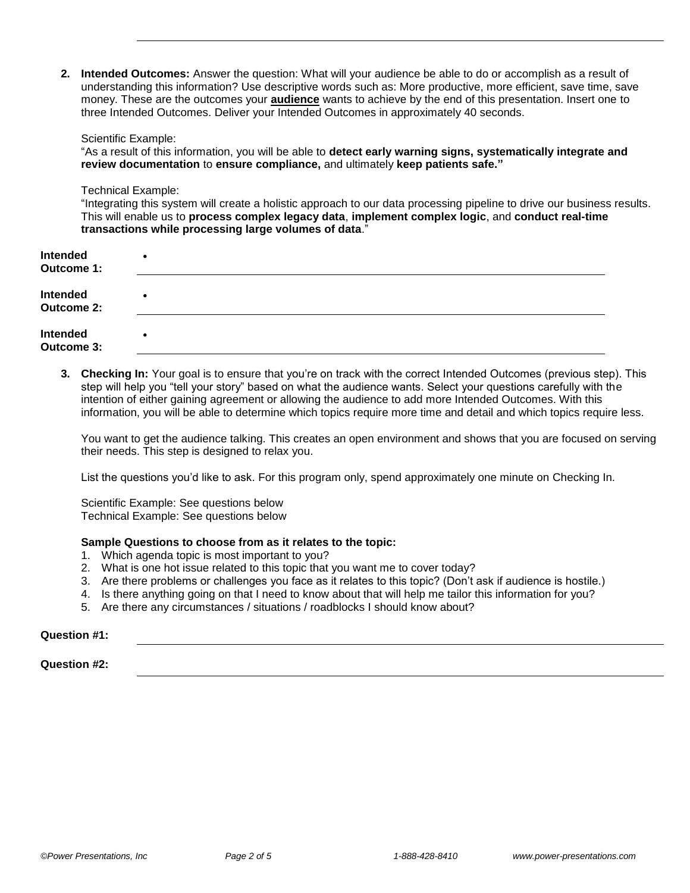2. **Intended Outcomes:** Answer the question: What will your audience be able to do or accomplish as a result of understanding this information? Use descriptive words such as: More productive, more efficient, save time, save money. These are the outcomes your **audience** wants to achieve by the end of this presentation. Insert one to three Intended Outcomes. Deliver your Intended Outcomes in approximately 40 seconds.

   Scientific Example:
   "As a result of this information, you will be able to **detect early warning signs, systematically integrate and review documentation** to **ensure compliance,** and ultimately **keep patients safe."**

   Technical Example:
   "Integrating this system will create a holistic approach to our data processing pipeline to drive our business results. This will enable us to **process complex legacy data**, **implement complex logic**, and **conduct real-time transactions while processing large volumes of data**."

**Intended Outcome 1:** •  ______________________________

**Intended Outcome 2:** •  ______________________________

**Intended Outcome 3:** •  ______________________________

3. **Checking In:** Your goal is to ensure that you're on track with the correct Intended Outcomes (previous step). This step will help you "tell your story" based on what the audience wants. Select your questions carefully with the intention of either gaining agreement or allowing the audience to add more Intended Outcomes. With this information, you will be able to determine which topics require more time and detail and which topics require less.

   You want to get the audience talking. This creates an open environment and shows that you are focused on serving their needs. This step is designed to relax you.

   List the questions you'd like to ask. For this program only, spend approximately one minute on Checking In.

   Scientific Example: See questions below
   Technical Example: See questions below

   **Sample Questions to choose from as it relates to the topic:**
   1. Which agenda topic is most important to you?
   2. What is one hot issue related to this topic that you want me to cover today?
   3. Are there problems or challenges you face as it relates to this topic? (Don't ask if audience is hostile.)
   4. Is there anything going on that I need to know about that will help me tailor this information for you?
   5. Are there any circumstances / situations / roadblocks I should know about?

**Question #1:** ______________________________

**Question #2:** ______________________________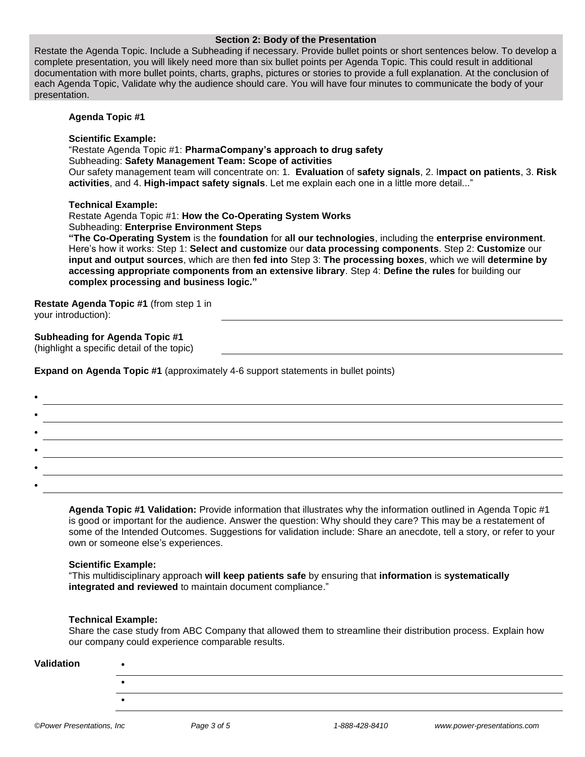## Section 2: Body of the Presentation

Restate the Agenda Topic. Include a Subheading if necessary. Provide bullet points or short sentences below. To develop a complete presentation, you will likely need more than six bullet points per Agenda Topic. This could result in additional documentation with more bullet points, charts, graphs, pictures or stories to provide a full explanation. At the conclusion of each Agenda Topic, Validate why the audience should care. You will have four minutes to communicate the body of your presentation.

### Agenda Topic #1

**Scientific Example:**

"Restate Agenda Topic #1: **PharmaCompany's approach to drug safety**
Subheading: **Safety Management Team: Scope of activities**
Our safety management team will concentrate on: 1. **Evaluation** of **safety signals**, 2. I**mpact on patients**, 3. **Risk activities**, and 4. **High-impact safety signals**. Let me explain each one in a little more detail..."

**Technical Example:**

Restate Agenda Topic #1: **How the Co-Operating System Works**
Subheading: **Enterprise Environment Steps**
**"The Co-Operating System** is the **foundation** for **all our technologies**, including the **enterprise environment**. Here's how it works: Step 1: **Select and customize** our **data processing components**. Step 2: **Customize** our **input and output sources**, which are then **fed into** Step 3: **The processing boxes**, which we will **determine by accessing appropriate components from an extensive library**. Step 4: **Define the rules** for building our **complex processing and business logic."**

**Restate Agenda Topic #1** (from step 1 in your introduction): ______________________________

**Subheading for Agenda Topic #1** (highlight a specific detail of the topic) ______________________________

**Expand on Agenda Topic #1** (approximately 4-6 support statements in bullet points)

- ______________________________
- ______________________________
- ______________________________
- ______________________________
- ______________________________
- ______________________________

**Agenda Topic #1 Validation:** Provide information that illustrates why the information outlined in Agenda Topic #1 is good or important for the audience. Answer the question: Why should they care? This may be a restatement of some of the Intended Outcomes. Suggestions for validation include: Share an anecdote, tell a story, or refer to your own or someone else's experiences.

**Scientific Example:**

"This multidisciplinary approach **will keep patients safe** by ensuring that **information** is **systematically integrated and reviewed** to maintain document compliance."

**Technical Example:**

Share the case study from ABC Company that allowed them to streamline their distribution process. Explain how our company could experience comparable results.

**Validation**

- ______________________________
- ______________________________
- ______________________________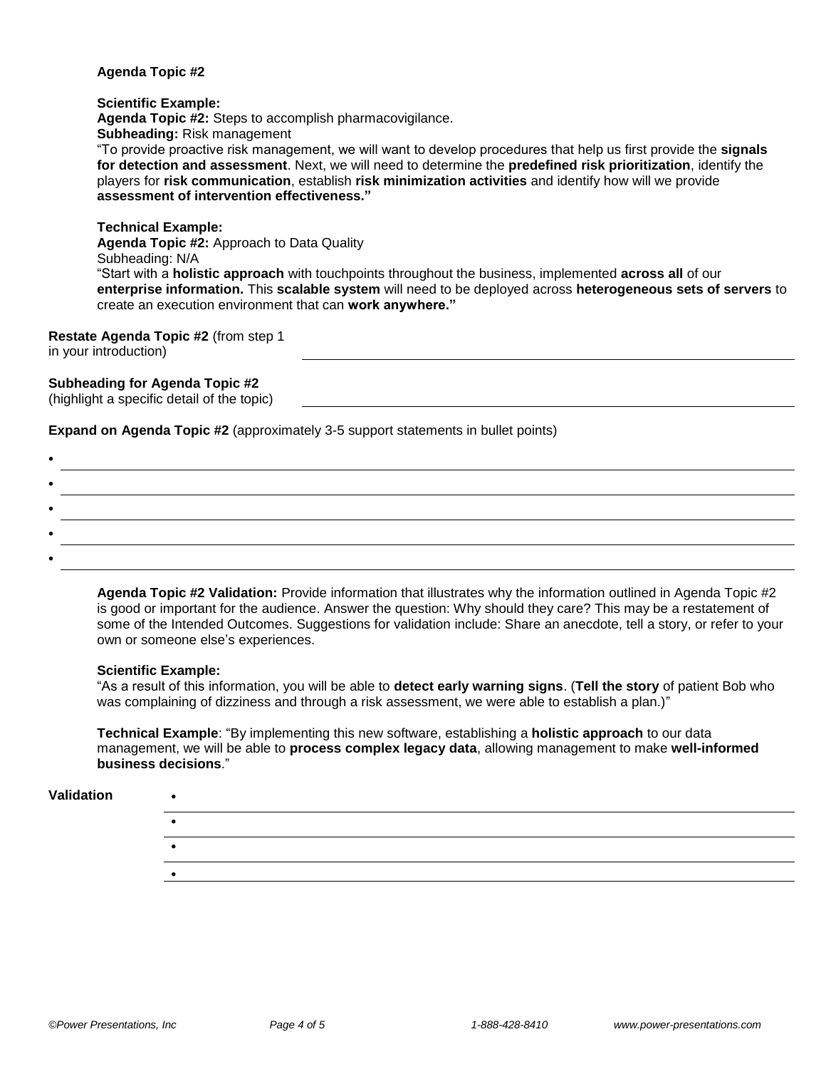**Agenda Topic #2**

**Scientific Example:**
**Agenda Topic #2:** Steps to accomplish pharmacovigilance.
**Subheading:** Risk management
"To provide proactive risk management, we will want to develop procedures that help us first provide the **signals for detection and assessment**. Next, we will need to determine the **predefined risk prioritization**, identify the players for **risk communication**, establish **risk minimization activities** and identify how will we provide **assessment of intervention effectiveness."**

**Technical Example:**
**Agenda Topic #2:** Approach to Data Quality
Subheading: N/A
"Start with a **holistic approach** with touchpoints throughout the business, implemented **across all** of our **enterprise information.** This **scalable system** will need to be deployed across **heterogeneous sets of servers** to create an execution environment that can **work anywhere."**

**Restate Agenda Topic #2** (from step 1 in your introduction) \_\_\_\_\_\_\_\_\_\_\_\_\_\_\_\_\_\_\_\_\_\_\_\_\_\_\_\_\_\_\_\_

**Subheading for Agenda Topic #2** (highlight a specific detail of the topic) \_\_\_\_\_\_\_\_\_\_\_\_\_\_\_\_\_\_\_\_\_\_\_\_\_\_\_\_\_\_\_\_

**Expand on Agenda Topic #2** (approximately 3-5 support statements in bullet points)

- \_\_\_\_\_\_\_\_\_\_\_\_\_\_\_\_\_\_\_\_\_\_\_\_\_\_\_\_\_\_\_\_
- \_\_\_\_\_\_\_\_\_\_\_\_\_\_\_\_\_\_\_\_\_\_\_\_\_\_\_\_\_\_\_\_
- \_\_\_\_\_\_\_\_\_\_\_\_\_\_\_\_\_\_\_\_\_\_\_\_\_\_\_\_\_\_\_\_
- \_\_\_\_\_\_\_\_\_\_\_\_\_\_\_\_\_\_\_\_\_\_\_\_\_\_\_\_\_\_\_\_
- \_\_\_\_\_\_\_\_\_\_\_\_\_\_\_\_\_\_\_\_\_\_\_\_\_\_\_\_\_\_\_\_

**Agenda Topic #2 Validation:** Provide information that illustrates why the information outlined in Agenda Topic #2 is good or important for the audience. Answer the question: Why should they care? This may be a restatement of some of the Intended Outcomes. Suggestions for validation include: Share an anecdote, tell a story, or refer to your own or someone else's experiences.

**Scientific Example:**
"As a result of this information, you will be able to **detect early warning signs**. (**Tell the story** of patient Bob who was complaining of dizziness and through a risk assessment, we were able to establish a plan.)"

**Technical Example**: "By implementing this new software, establishing a **holistic approach** to our data management, we will be able to **process complex legacy data**, allowing management to make **well-informed business decisions**."

**Validation**

- \_\_\_\_\_\_\_\_\_\_\_\_\_\_\_\_\_\_\_\_\_\_\_\_\_\_\_\_\_\_\_\_
- \_\_\_\_\_\_\_\_\_\_\_\_\_\_\_\_\_\_\_\_\_\_\_\_\_\_\_\_\_\_\_\_
- \_\_\_\_\_\_\_\_\_\_\_\_\_\_\_\_\_\_\_\_\_\_\_\_\_\_\_\_\_\_\_\_
- \_\_\_\_\_\_\_\_\_\_\_\_\_\_\_\_\_\_\_\_\_\_\_\_\_\_\_\_\_\_\_\_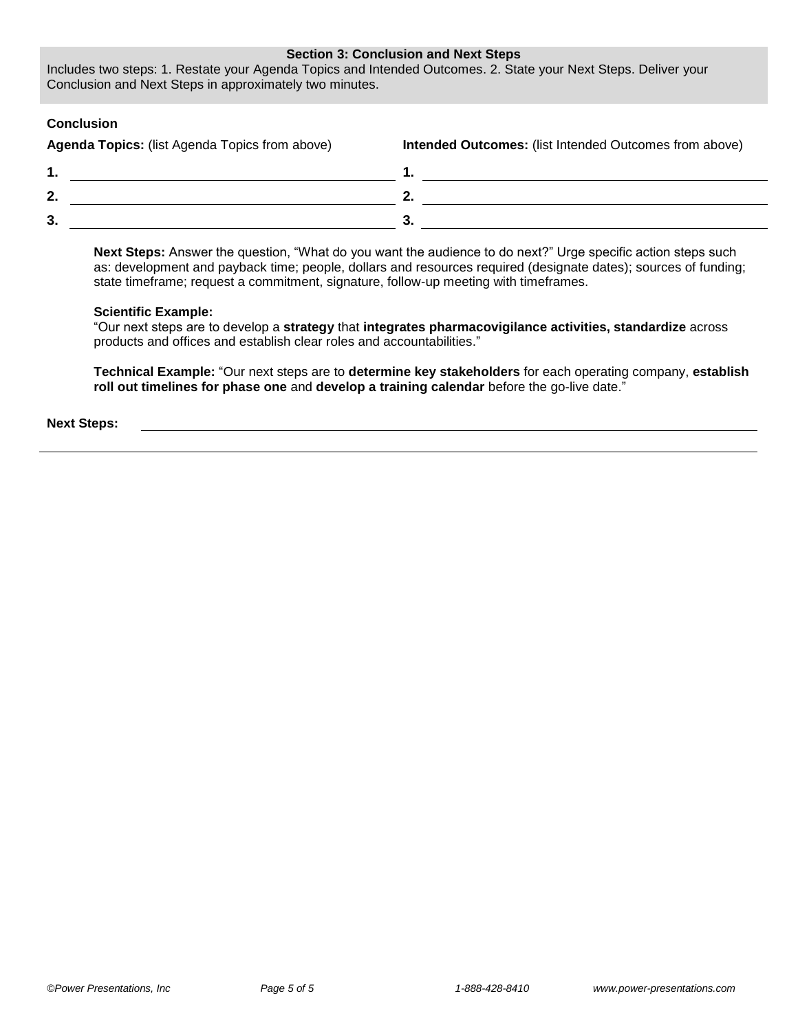## Section 3: Conclusion and Next Steps

Includes two steps: 1. Restate your Agenda Topics and Intended Outcomes. 2. State your Next Steps. Deliver your Conclusion and Next Steps in approximately two minutes.

### Conclusion

| **Agenda Topics:** (list Agenda Topics from above) | **Intended Outcomes:** (list Intended Outcomes from above) |
|---|---|
| **1.** ______________________ | **1.** ______________________ |
| **2.** ______________________ | **2.** ______________________ |
| **3.** ______________________ | **3.** ______________________ |

**Next Steps:** Answer the question, "What do you want the audience to do next?" Urge specific action steps such as: development and payback time; people, dollars and resources required (designate dates); sources of funding; state timeframe; request a commitment, signature, follow-up meeting with timeframes.

**Scientific Example:**
"Our next steps are to develop a **strategy** that **integrates pharmacovigilance activities, standardize** across products and offices and establish clear roles and accountabilities."

**Technical Example:** "Our next steps are to **determine key stakeholders** for each operating company, **establish roll out timelines for phase one** and **develop a training calendar** before the go-live date."

**Next Steps:** ______________________________________________

______________________________________________